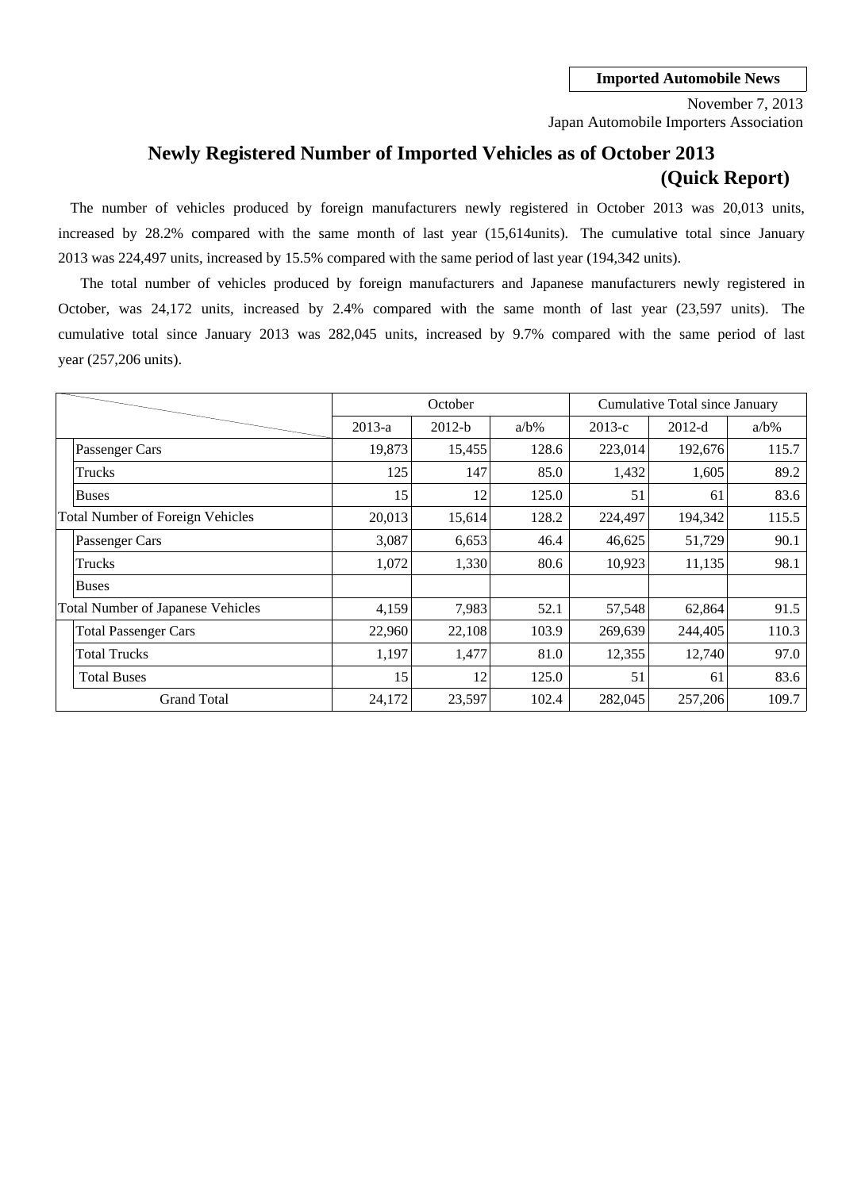**Imported Automobile News**

November 7, 2013
Japan Automobile Importers Association

# Newly Registered Number of Imported Vehicles as of October 2013 (Quick Report)

The number of vehicles produced by foreign manufacturers newly registered in October 2013 was 20,013 units, increased by 28.2% compared with the same month of last year (15,614units). The cumulative total since January 2013 was 224,497 units, increased by 15.5% compared with the same period of last year (194,342 units).

The total number of vehicles produced by foreign manufacturers and Japanese manufacturers newly registered in October, was 24,172 units, increased by 2.4% compared with the same month of last year (23,597 units). The cumulative total since January 2013 was 282,045 units, increased by 9.7% compared with the same period of last year (257,206 units).

| | October | | | Cumulative Total since January | | |
|---|---|---|---|---|---|---|
| | 2013-a | 2012-b | a/b% | 2013-c | 2012-d | a/b% |
| Passenger Cars | 19,873 | 15,455 | 128.6 | 223,014 | 192,676 | 115.7 |
| Trucks | 125 | 147 | 85.0 | 1,432 | 1,605 | 89.2 |
| Buses | 15 | 12 | 125.0 | 51 | 61 | 83.6 |
| Total Number of Foreign Vehicles | 20,013 | 15,614 | 128.2 | 224,497 | 194,342 | 115.5 |
| Passenger Cars | 3,087 | 6,653 | 46.4 | 46,625 | 51,729 | 90.1 |
| Trucks | 1,072 | 1,330 | 80.6 | 10,923 | 11,135 | 98.1 |
| Buses | | | | | | |
| Total Number of Japanese Vehicles | 4,159 | 7,983 | 52.1 | 57,548 | 62,864 | 91.5 |
| Total Passenger Cars | 22,960 | 22,108 | 103.9 | 269,639 | 244,405 | 110.3 |
| Total Trucks | 1,197 | 1,477 | 81.0 | 12,355 | 12,740 | 97.0 |
| Total Buses | 15 | 12 | 125.0 | 51 | 61 | 83.6 |
| Grand Total | 24,172 | 23,597 | 102.4 | 282,045 | 257,206 | 109.7 |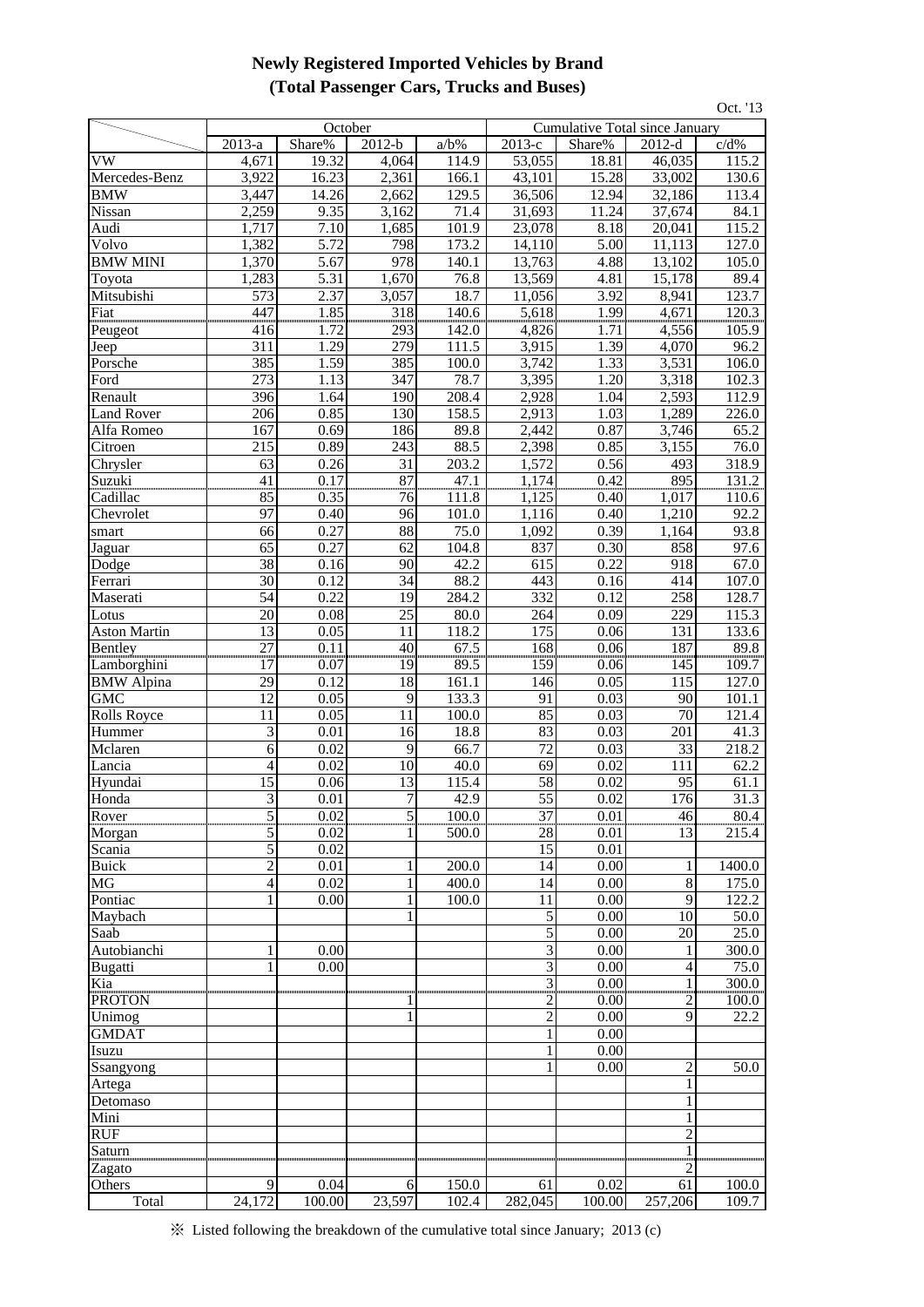# Newly Registered Imported Vehicles by Brand
## (Total Passenger Cars, Trucks and Buses)

Oct. '13

| | October | | | | Cumulative Total since January | | | |
|---|---|---|---|---|---|---|---|---|
| | 2013-a | Share% | 2012-b | a/b% | 2013-c | Share% | 2012-d | c/d% |
| VW | 4,671 | 19.32 | 4,064 | 114.9 | 53,055 | 18.81 | 46,035 | 115.2 |
| Mercedes-Benz | 3,922 | 16.23 | 2,361 | 166.1 | 43,101 | 15.28 | 33,002 | 130.6 |
| BMW | 3,447 | 14.26 | 2,662 | 129.5 | 36,506 | 12.94 | 32,186 | 113.4 |
| Nissan | 2,259 | 9.35 | 3,162 | 71.4 | 31,693 | 11.24 | 37,674 | 84.1 |
| Audi | 1,717 | 7.10 | 1,685 | 101.9 | 23,078 | 8.18 | 20,041 | 115.2 |
| Volvo | 1,382 | 5.72 | 798 | 173.2 | 14,110 | 5.00 | 11,113 | 127.0 |
| BMW MINI | 1,370 | 5.67 | 978 | 140.1 | 13,763 | 4.88 | 13,102 | 105.0 |
| Toyota | 1,283 | 5.31 | 1,670 | 76.8 | 13,569 | 4.81 | 15,178 | 89.4 |
| Mitsubishi | 573 | 2.37 | 3,057 | 18.7 | 11,056 | 3.92 | 8,941 | 123.7 |
| Fiat | 447 | 1.85 | 318 | 140.6 | 5,618 | 1.99 | 4,671 | 120.3 |
| Peugeot | 416 | 1.72 | 293 | 142.0 | 4,826 | 1.71 | 4,556 | 105.9 |
| Jeep | 311 | 1.29 | 279 | 111.5 | 3,915 | 1.39 | 4,070 | 96.2 |
| Porsche | 385 | 1.59 | 385 | 100.0 | 3,742 | 1.33 | 3,531 | 106.0 |
| Ford | 273 | 1.13 | 347 | 78.7 | 3,395 | 1.20 | 3,318 | 102.3 |
| Renault | 396 | 1.64 | 190 | 208.4 | 2,928 | 1.04 | 2,593 | 112.9 |
| Land Rover | 206 | 0.85 | 130 | 158.5 | 2,913 | 1.03 | 1,289 | 226.0 |
| Alfa Romeo | 167 | 0.69 | 186 | 89.8 | 2,442 | 0.87 | 3,746 | 65.2 |
| Citroen | 215 | 0.89 | 243 | 88.5 | 2,398 | 0.85 | 3,155 | 76.0 |
| Chrysler | 63 | 0.26 | 31 | 203.2 | 1,572 | 0.56 | 493 | 318.9 |
| Suzuki | 41 | 0.17 | 87 | 47.1 | 1,174 | 0.42 | 895 | 131.2 |
| Cadillac | 85 | 0.35 | 76 | 111.8 | 1,125 | 0.40 | 1,017 | 110.6 |
| Chevrolet | 97 | 0.40 | 96 | 101.0 | 1,116 | 0.40 | 1,210 | 92.2 |
| smart | 66 | 0.27 | 88 | 75.0 | 1,092 | 0.39 | 1,164 | 93.8 |
| Jaguar | 65 | 0.27 | 62 | 104.8 | 837 | 0.30 | 858 | 97.6 |
| Dodge | 38 | 0.16 | 90 | 42.2 | 615 | 0.22 | 918 | 67.0 |
| Ferrari | 30 | 0.12 | 34 | 88.2 | 443 | 0.16 | 414 | 107.0 |
| Maserati | 54 | 0.22 | 19 | 284.2 | 332 | 0.12 | 258 | 128.7 |
| Lotus | 20 | 0.08 | 25 | 80.0 | 264 | 0.09 | 229 | 115.3 |
| Aston Martin | 13 | 0.05 | 11 | 118.2 | 175 | 0.06 | 131 | 133.6 |
| Bentley | 27 | 0.11 | 40 | 67.5 | 168 | 0.06 | 187 | 89.8 |
| Lamborghini | 17 | 0.07 | 19 | 89.5 | 159 | 0.06 | 145 | 109.7 |
| BMW Alpina | 29 | 0.12 | 18 | 161.1 | 146 | 0.05 | 115 | 127.0 |
| GMC | 12 | 0.05 | 9 | 133.3 | 91 | 0.03 | 90 | 101.1 |
| Rolls Royce | 11 | 0.05 | 11 | 100.0 | 85 | 0.03 | 70 | 121.4 |
| Hummer | 3 | 0.01 | 16 | 18.8 | 83 | 0.03 | 201 | 41.3 |
| Mclaren | 6 | 0.02 | 9 | 66.7 | 72 | 0.03 | 33 | 218.2 |
| Lancia | 4 | 0.02 | 10 | 40.0 | 69 | 0.02 | 111 | 62.2 |
| Hyundai | 15 | 0.06 | 13 | 115.4 | 58 | 0.02 | 95 | 61.1 |
| Honda | 3 | 0.01 | 7 | 42.9 | 55 | 0.02 | 176 | 31.3 |
| Rover | 5 | 0.02 | 5 | 100.0 | 37 | 0.01 | 46 | 80.4 |
| Morgan | 5 | 0.02 | 1 | 500.0 | 28 | 0.01 | 13 | 215.4 |
| Scania | 5 | 0.02 | | | 15 | 0.01 | | |
| Buick | 2 | 0.01 | 1 | 200.0 | 14 | 0.00 | 1 | 1400.0 |
| MG | 4 | 0.02 | 1 | 400.0 | 14 | 0.00 | 8 | 175.0 |
| Pontiac | 1 | 0.00 | 1 | 100.0 | 11 | 0.00 | 9 | 122.2 |
| Maybach | | | 1 | | 5 | 0.00 | 10 | 50.0 |
| Saab | | | | | 5 | 0.00 | 20 | 25.0 |
| Autobianchi | 1 | 0.00 | | | 3 | 0.00 | 1 | 300.0 |
| Bugatti | 1 | 0.00 | | | 3 | 0.00 | 4 | 75.0 |
| Kia | | | | | 3 | 0.00 | 1 | 300.0 |
| PROTON | | | 1 | | 2 | 0.00 | 2 | 100.0 |
| Unimog | | | 1 | | 2 | 0.00 | 9 | 22.2 |
| GMDAT | | | | | 1 | 0.00 | | |
| Isuzu | | | | | 1 | 0.00 | | |
| Ssangyong | | | | | 1 | 0.00 | 2 | 50.0 |
| Artega | | | | | | | 1 | |
| Detomaso | | | | | | | 1 | |
| Mini | | | | | | | 1 | |
| RUF | | | | | | | 2 | |
| Saturn | | | | | | | 1 | |
| Zagato | | | | | | | 2 | |
| Others | 9 | 0.04 | 6 | 150.0 | 61 | 0.02 | 61 | 100.0 |
| Total | 24,172 | 100.00 | 23,597 | 102.4 | 282,045 | 100.00 | 257,206 | 109.7 |

※ Listed following the breakdown of the cumulative total since January; 2013 (c)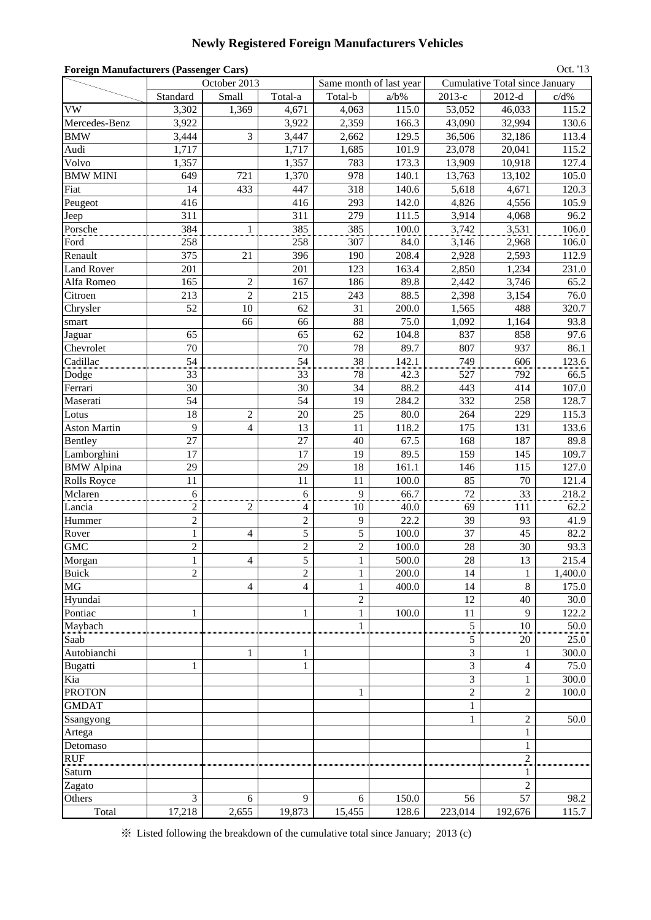# Newly Registered Foreign Manufacturers Vehicles

**Foreign Manufacturers (Passenger Cars)**

Oct. '13

| | October 2013 | | | Same month of last year | | Cumulative Total since January | | |
|---|---|---|---|---|---|---|---|---|
| | Standard | Small | Total-a | Total-b | a/b% | 2013-c | 2012-d | c/d% |
| VW | 3,302 | 1,369 | 4,671 | 4,063 | 115.0 | 53,052 | 46,033 | 115.2 |
| Mercedes-Benz | 3,922 | | 3,922 | 2,359 | 166.3 | 43,090 | 32,994 | 130.6 |
| BMW | 3,444 | 3 | 3,447 | 2,662 | 129.5 | 36,506 | 32,186 | 113.4 |
| Audi | 1,717 | | 1,717 | 1,685 | 101.9 | 23,078 | 20,041 | 115.2 |
| Volvo | 1,357 | | 1,357 | 783 | 173.3 | 13,909 | 10,918 | 127.4 |
| BMW MINI | 649 | 721 | 1,370 | 978 | 140.1 | 13,763 | 13,102 | 105.0 |
| Fiat | 14 | 433 | 447 | 318 | 140.6 | 5,618 | 4,671 | 120.3 |
| Peugeot | 416 | | 416 | 293 | 142.0 | 4,826 | 4,556 | 105.9 |
| Jeep | 311 | | 311 | 279 | 111.5 | 3,914 | 4,068 | 96.2 |
| Porsche | 384 | 1 | 385 | 385 | 100.0 | 3,742 | 3,531 | 106.0 |
| Ford | 258 | | 258 | 307 | 84.0 | 3,146 | 2,968 | 106.0 |
| Renault | 375 | 21 | 396 | 190 | 208.4 | 2,928 | 2,593 | 112.9 |
| Land Rover | 201 | | 201 | 123 | 163.4 | 2,850 | 1,234 | 231.0 |
| Alfa Romeo | 165 | 2 | 167 | 186 | 89.8 | 2,442 | 3,746 | 65.2 |
| Citroen | 213 | 2 | 215 | 243 | 88.5 | 2,398 | 3,154 | 76.0 |
| Chrysler | 52 | 10 | 62 | 31 | 200.0 | 1,565 | 488 | 320.7 |
| smart | | 66 | 66 | 88 | 75.0 | 1,092 | 1,164 | 93.8 |
| Jaguar | 65 | | 65 | 62 | 104.8 | 837 | 858 | 97.6 |
| Chevrolet | 70 | | 70 | 78 | 89.7 | 807 | 937 | 86.1 |
| Cadillac | 54 | | 54 | 38 | 142.1 | 749 | 606 | 123.6 |
| Dodge | 33 | | 33 | 78 | 42.3 | 527 | 792 | 66.5 |
| Ferrari | 30 | | 30 | 34 | 88.2 | 443 | 414 | 107.0 |
| Maserati | 54 | | 54 | 19 | 284.2 | 332 | 258 | 128.7 |
| Lotus | 18 | 2 | 20 | 25 | 80.0 | 264 | 229 | 115.3 |
| Aston Martin | 9 | 4 | 13 | 11 | 118.2 | 175 | 131 | 133.6 |
| Bentley | 27 | | 27 | 40 | 67.5 | 168 | 187 | 89.8 |
| Lamborghini | 17 | | 17 | 19 | 89.5 | 159 | 145 | 109.7 |
| BMW Alpina | 29 | | 29 | 18 | 161.1 | 146 | 115 | 127.0 |
| Rolls Royce | 11 | | 11 | 11 | 100.0 | 85 | 70 | 121.4 |
| Mclaren | 6 | | 6 | 9 | 66.7 | 72 | 33 | 218.2 |
| Lancia | 2 | 2 | 4 | 10 | 40.0 | 69 | 111 | 62.2 |
| Hummer | 2 | | 2 | 9 | 22.2 | 39 | 93 | 41.9 |
| Rover | 1 | 4 | 5 | 5 | 100.0 | 37 | 45 | 82.2 |
| GMC | 2 | | 2 | 2 | 100.0 | 28 | 30 | 93.3 |
| Morgan | 1 | 4 | 5 | 1 | 500.0 | 28 | 13 | 215.4 |
| Buick | 2 | | 2 | 1 | 200.0 | 14 | 1 | 1,400.0 |
| MG | | 4 | 4 | 1 | 400.0 | 14 | 8 | 175.0 |
| Hyundai | | | | 2 | | 12 | 40 | 30.0 |
| Pontiac | 1 | | 1 | 1 | 100.0 | 11 | 9 | 122.2 |
| Maybach | | | | 1 | | 5 | 10 | 50.0 |
| Saab | | | | | | 5 | 20 | 25.0 |
| Autobianchi | | 1 | 1 | | | 3 | 1 | 300.0 |
| Bugatti | 1 | | 1 | | | 3 | 4 | 75.0 |
| Kia | | | | | | 3 | 1 | 300.0 |
| PROTON | | | | 1 | | 2 | 2 | 100.0 |
| GMDAT | | | | | | 1 | | |
| Ssangyong | | | | | | 1 | 2 | 50.0 |
| Artega | | | | | | | 1 | |
| Detomaso | | | | | | | 1 | |
| RUF | | | | | | | 2 | |
| Saturn | | | | | | | 1 | |
| Zagato | | | | | | | 2 | |
| Others | 3 | 6 | 9 | 6 | 150.0 | 56 | 57 | 98.2 |
| Total | 17,218 | 2,655 | 19,873 | 15,455 | 128.6 | 223,014 | 192,676 | 115.7 |

※ Listed following the breakdown of the cumulative total since January; 2013 (c)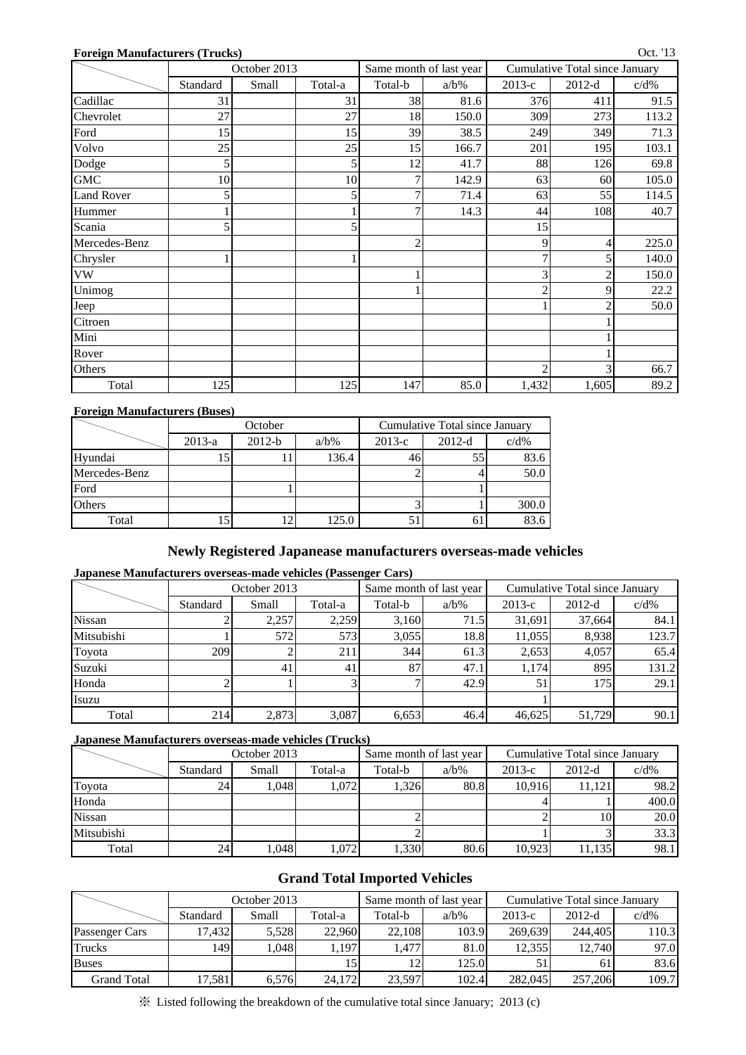**Foreign Manufacturers (Trucks)**

Oct. '13

| | October 2013 | | | Same month of last year | | Cumulative Total since January | | |
|---|---|---|---|---|---|---|---|---|
| | Standard | Small | Total-a | Total-b | a/b% | 2013-c | 2012-d | c/d% |
| Cadillac | 31 | | 31 | 38 | 81.6 | 376 | 411 | 91.5 |
| Chevrolet | 27 | | 27 | 18 | 150.0 | 309 | 273 | 113.2 |
| Ford | 15 | | 15 | 39 | 38.5 | 249 | 349 | 71.3 |
| Volvo | 25 | | 25 | 15 | 166.7 | 201 | 195 | 103.1 |
| Dodge | 5 | | 5 | 12 | 41.7 | 88 | 126 | 69.8 |
| GMC | 10 | | 10 | 7 | 142.9 | 63 | 60 | 105.0 |
| Land Rover | 5 | | 5 | 7 | 71.4 | 63 | 55 | 114.5 |
| Hummer | 1 | | 1 | 7 | 14.3 | 44 | 108 | 40.7 |
| Scania | 5 | | 5 | | | 15 | | |
| Mercedes-Benz | | | | 2 | | 9 | 4 | 225.0 |
| Chrysler | 1 | | 1 | | | 7 | 5 | 140.0 |
| VW | | | | 1 | | 3 | 2 | 150.0 |
| Unimog | | | | 1 | | 2 | 9 | 22.2 |
| Jeep | | | | | | 1 | 2 | 50.0 |
| Citroen | | | | | | | 1 | |
| Mini | | | | | | | 1 | |
| Rover | | | | | | | 1 | |
| Others | | | | | | 2 | 3 | 66.7 |
| Total | 125 | | 125 | 147 | 85.0 | 1,432 | 1,605 | 89.2 |

**Foreign Manufacturers (Buses)**

| | October | | | Cumulative Total since January | | |
|---|---|---|---|---|---|---|
| | 2013-a | 2012-b | a/b% | 2013-c | 2012-d | c/d% |
| Hyundai | 15 | 11 | 136.4 | 46 | 55 | 83.6 |
| Mercedes-Benz | | | | 2 | 4 | 50.0 |
| Ford | | 1 | | | 1 | |
| Others | | | | 3 | 1 | 300.0 |
| Total | 15 | 12 | 125.0 | 51 | 61 | 83.6 |

## Newly Registered Japanease manufacturers overseas-made vehicles

**Japanese Manufacturers overseas-made vehicles (Passenger Cars)**

| | October 2013 | | | Same month of last year | | Cumulative Total since January | | |
|---|---|---|---|---|---|---|---|---|
| | Standard | Small | Total-a | Total-b | a/b% | 2013-c | 2012-d | c/d% |
| Nissan | 2 | 2,257 | 2,259 | 3,160 | 71.5 | 31,691 | 37,664 | 84.1 |
| Mitsubishi | 1 | 572 | 573 | 3,055 | 18.8 | 11,055 | 8,938 | 123.7 |
| Toyota | 209 | 2 | 211 | 344 | 61.3 | 2,653 | 4,057 | 65.4 |
| Suzuki | | 41 | 41 | 87 | 47.1 | 1,174 | 895 | 131.2 |
| Honda | 2 | 1 | 3 | 7 | 42.9 | 51 | 175 | 29.1 |
| Isuzu | | | | | | 1 | | |
| Total | 214 | 2,873 | 3,087 | 6,653 | 46.4 | 46,625 | 51,729 | 90.1 |

**Japanese Manufacturers overseas-made vehicles (Trucks)**

| | October 2013 | | | Same month of last year | | Cumulative Total since January | | |
|---|---|---|---|---|---|---|---|---|
| | Standard | Small | Total-a | Total-b | a/b% | 2013-c | 2012-d | c/d% |
| Toyota | 24 | 1,048 | 1,072 | 1,326 | 80.8 | 10,916 | 11,121 | 98.2 |
| Honda | | | | | | 4 | 1 | 400.0 |
| Nissan | | | | 2 | | 2 | 10 | 20.0 |
| Mitsubishi | | | | 2 | | 1 | 3 | 33.3 |
| Total | 24 | 1,048 | 1,072 | 1,330 | 80.6 | 10,923 | 11,135 | 98.1 |

## Grand Total Imported Vehicles

| | October 2013 | | | Same month of last year | | Cumulative Total since January | | |
|---|---|---|---|---|---|---|---|---|
| | Standard | Small | Total-a | Total-b | a/b% | 2013-c | 2012-d | c/d% |
| Passenger Cars | 17,432 | 5,528 | 22,960 | 22,108 | 103.9 | 269,639 | 244,405 | 110.3 |
| Trucks | 149 | 1,048 | 1,197 | 1,477 | 81.0 | 12,355 | 12,740 | 97.0 |
| Buses | | | 15 | 12 | 125.0 | 51 | 61 | 83.6 |
| Grand Total | 17,581 | 6,576 | 24,172 | 23,597 | 102.4 | 282,045 | 257,206 | 109.7 |

※ Listed following the breakdown of the cumulative total since January; 2013 (c)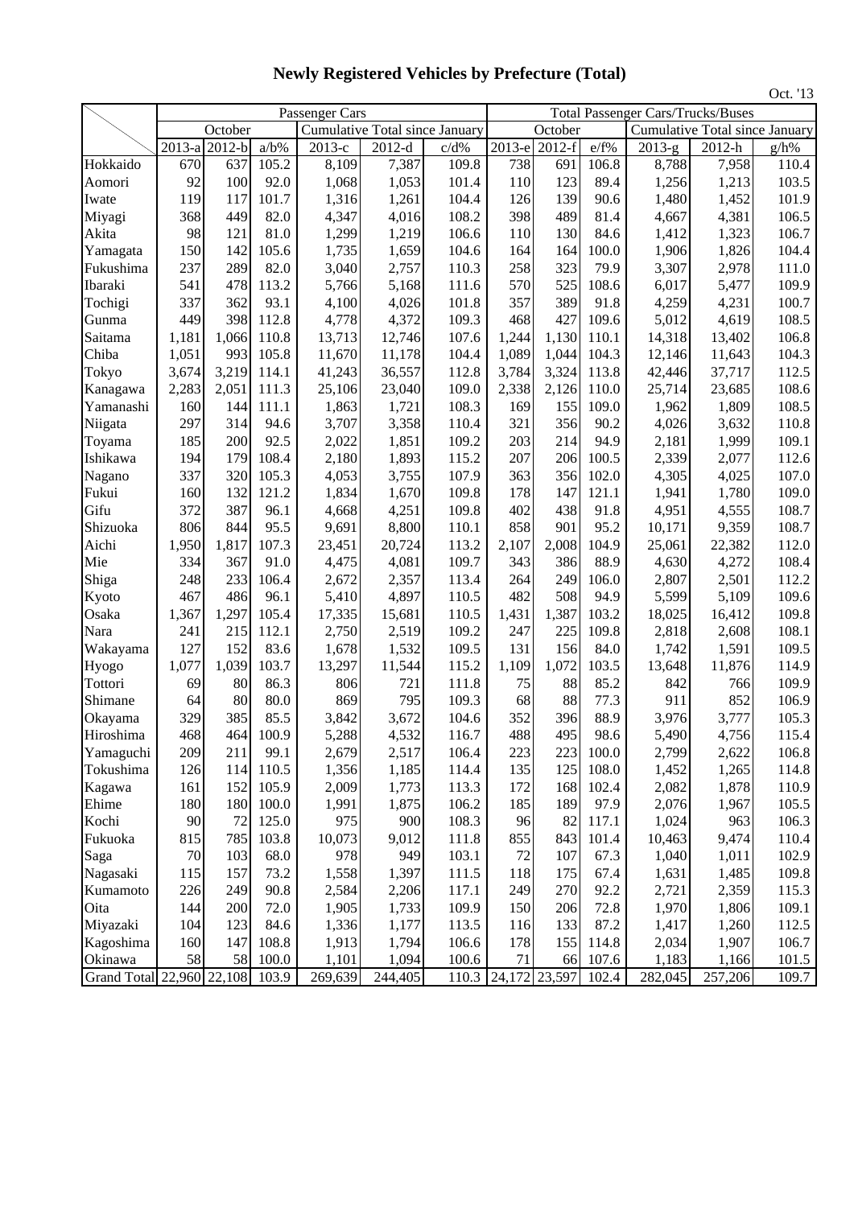# Newly Registered Vehicles by Prefecture (Total)

Oct. '13

| | Passenger Cars | | | | | | Total Passenger Cars/Trucks/Buses | | | | | |
|---|---|---|---|---|---|---|---|---|---|---|---|---|
| | October | | | Cumulative Total since January | | | October | | | Cumulative Total since January | | |
| | 2013-a | 2012-b | a/b% | 2013-c | 2012-d | c/d% | 2013-e | 2012-f | e/f% | 2013-g | 2012-h | g/h% |
| Hokkaido | 670 | 637 | 105.2 | 8,109 | 7,387 | 109.8 | 738 | 691 | 106.8 | 8,788 | 7,958 | 110.4 |
| Aomori | 92 | 100 | 92.0 | 1,068 | 1,053 | 101.4 | 110 | 123 | 89.4 | 1,256 | 1,213 | 103.5 |
| Iwate | 119 | 117 | 101.7 | 1,316 | 1,261 | 104.4 | 126 | 139 | 90.6 | 1,480 | 1,452 | 101.9 |
| Miyagi | 368 | 449 | 82.0 | 4,347 | 4,016 | 108.2 | 398 | 489 | 81.4 | 4,667 | 4,381 | 106.5 |
| Akita | 98 | 121 | 81.0 | 1,299 | 1,219 | 106.6 | 110 | 130 | 84.6 | 1,412 | 1,323 | 106.7 |
| Yamagata | 150 | 142 | 105.6 | 1,735 | 1,659 | 104.6 | 164 | 164 | 100.0 | 1,906 | 1,826 | 104.4 |
| Fukushima | 237 | 289 | 82.0 | 3,040 | 2,757 | 110.3 | 258 | 323 | 79.9 | 3,307 | 2,978 | 111.0 |
| Ibaraki | 541 | 478 | 113.2 | 5,766 | 5,168 | 111.6 | 570 | 525 | 108.6 | 6,017 | 5,477 | 109.9 |
| Tochigi | 337 | 362 | 93.1 | 4,100 | 4,026 | 101.8 | 357 | 389 | 91.8 | 4,259 | 4,231 | 100.7 |
| Gunma | 449 | 398 | 112.8 | 4,778 | 4,372 | 109.3 | 468 | 427 | 109.6 | 5,012 | 4,619 | 108.5 |
| Saitama | 1,181 | 1,066 | 110.8 | 13,713 | 12,746 | 107.6 | 1,244 | 1,130 | 110.1 | 14,318 | 13,402 | 106.8 |
| Chiba | 1,051 | 993 | 105.8 | 11,670 | 11,178 | 104.4 | 1,089 | 1,044 | 104.3 | 12,146 | 11,643 | 104.3 |
| Tokyo | 3,674 | 3,219 | 114.1 | 41,243 | 36,557 | 112.8 | 3,784 | 3,324 | 113.8 | 42,446 | 37,717 | 112.5 |
| Kanagawa | 2,283 | 2,051 | 111.3 | 25,106 | 23,040 | 109.0 | 2,338 | 2,126 | 110.0 | 25,714 | 23,685 | 108.6 |
| Yamanashi | 160 | 144 | 111.1 | 1,863 | 1,721 | 108.3 | 169 | 155 | 109.0 | 1,962 | 1,809 | 108.5 |
| Niigata | 297 | 314 | 94.6 | 3,707 | 3,358 | 110.4 | 321 | 356 | 90.2 | 4,026 | 3,632 | 110.8 |
| Toyama | 185 | 200 | 92.5 | 2,022 | 1,851 | 109.2 | 203 | 214 | 94.9 | 2,181 | 1,999 | 109.1 |
| Ishikawa | 194 | 179 | 108.4 | 2,180 | 1,893 | 115.2 | 207 | 206 | 100.5 | 2,339 | 2,077 | 112.6 |
| Nagano | 337 | 320 | 105.3 | 4,053 | 3,755 | 107.9 | 363 | 356 | 102.0 | 4,305 | 4,025 | 107.0 |
| Fukui | 160 | 132 | 121.2 | 1,834 | 1,670 | 109.8 | 178 | 147 | 121.1 | 1,941 | 1,780 | 109.0 |
| Gifu | 372 | 387 | 96.1 | 4,668 | 4,251 | 109.8 | 402 | 438 | 91.8 | 4,951 | 4,555 | 108.7 |
| Shizuoka | 806 | 844 | 95.5 | 9,691 | 8,800 | 110.1 | 858 | 901 | 95.2 | 10,171 | 9,359 | 108.7 |
| Aichi | 1,950 | 1,817 | 107.3 | 23,451 | 20,724 | 113.2 | 2,107 | 2,008 | 104.9 | 25,061 | 22,382 | 112.0 |
| Mie | 334 | 367 | 91.0 | 4,475 | 4,081 | 109.7 | 343 | 386 | 88.9 | 4,630 | 4,272 | 108.4 |
| Shiga | 248 | 233 | 106.4 | 2,672 | 2,357 | 113.4 | 264 | 249 | 106.0 | 2,807 | 2,501 | 112.2 |
| Kyoto | 467 | 486 | 96.1 | 5,410 | 4,897 | 110.5 | 482 | 508 | 94.9 | 5,599 | 5,109 | 109.6 |
| Osaka | 1,367 | 1,297 | 105.4 | 17,335 | 15,681 | 110.5 | 1,431 | 1,387 | 103.2 | 18,025 | 16,412 | 109.8 |
| Nara | 241 | 215 | 112.1 | 2,750 | 2,519 | 109.2 | 247 | 225 | 109.8 | 2,818 | 2,608 | 108.1 |
| Wakayama | 127 | 152 | 83.6 | 1,678 | 1,532 | 109.5 | 131 | 156 | 84.0 | 1,742 | 1,591 | 109.5 |
| Hyogo | 1,077 | 1,039 | 103.7 | 13,297 | 11,544 | 115.2 | 1,109 | 1,072 | 103.5 | 13,648 | 11,876 | 114.9 |
| Tottori | 69 | 80 | 86.3 | 806 | 721 | 111.8 | 75 | 88 | 85.2 | 842 | 766 | 109.9 |
| Shimane | 64 | 80 | 80.0 | 869 | 795 | 109.3 | 68 | 88 | 77.3 | 911 | 852 | 106.9 |
| Okayama | 329 | 385 | 85.5 | 3,842 | 3,672 | 104.6 | 352 | 396 | 88.9 | 3,976 | 3,777 | 105.3 |
| Hiroshima | 468 | 464 | 100.9 | 5,288 | 4,532 | 116.7 | 488 | 495 | 98.6 | 5,490 | 4,756 | 115.4 |
| Yamaguchi | 209 | 211 | 99.1 | 2,679 | 2,517 | 106.4 | 223 | 223 | 100.0 | 2,799 | 2,622 | 106.8 |
| Tokushima | 126 | 114 | 110.5 | 1,356 | 1,185 | 114.4 | 135 | 125 | 108.0 | 1,452 | 1,265 | 114.8 |
| Kagawa | 161 | 152 | 105.9 | 2,009 | 1,773 | 113.3 | 172 | 168 | 102.4 | 2,082 | 1,878 | 110.9 |
| Ehime | 180 | 180 | 100.0 | 1,991 | 1,875 | 106.2 | 185 | 189 | 97.9 | 2,076 | 1,967 | 105.5 |
| Kochi | 90 | 72 | 125.0 | 975 | 900 | 108.3 | 96 | 82 | 117.1 | 1,024 | 963 | 106.3 |
| Fukuoka | 815 | 785 | 103.8 | 10,073 | 9,012 | 111.8 | 855 | 843 | 101.4 | 10,463 | 9,474 | 110.4 |
| Saga | 70 | 103 | 68.0 | 978 | 949 | 103.1 | 72 | 107 | 67.3 | 1,040 | 1,011 | 102.9 |
| Nagasaki | 115 | 157 | 73.2 | 1,558 | 1,397 | 111.5 | 118 | 175 | 67.4 | 1,631 | 1,485 | 109.8 |
| Kumamoto | 226 | 249 | 90.8 | 2,584 | 2,206 | 117.1 | 249 | 270 | 92.2 | 2,721 | 2,359 | 115.3 |
| Oita | 144 | 200 | 72.0 | 1,905 | 1,733 | 109.9 | 150 | 206 | 72.8 | 1,970 | 1,806 | 109.1 |
| Miyazaki | 104 | 123 | 84.6 | 1,336 | 1,177 | 113.5 | 116 | 133 | 87.2 | 1,417 | 1,260 | 112.5 |
| Kagoshima | 160 | 147 | 108.8 | 1,913 | 1,794 | 106.6 | 178 | 155 | 114.8 | 2,034 | 1,907 | 106.7 |
| Okinawa | 58 | 58 | 100.0 | 1,101 | 1,094 | 100.6 | 71 | 66 | 107.6 | 1,183 | 1,166 | 101.5 |
| Grand Total | 22,960 | 22,108 | 103.9 | 269,639 | 244,405 | 110.3 | 24,172 | 23,597 | 102.4 | 282,045 | 257,206 | 109.7 |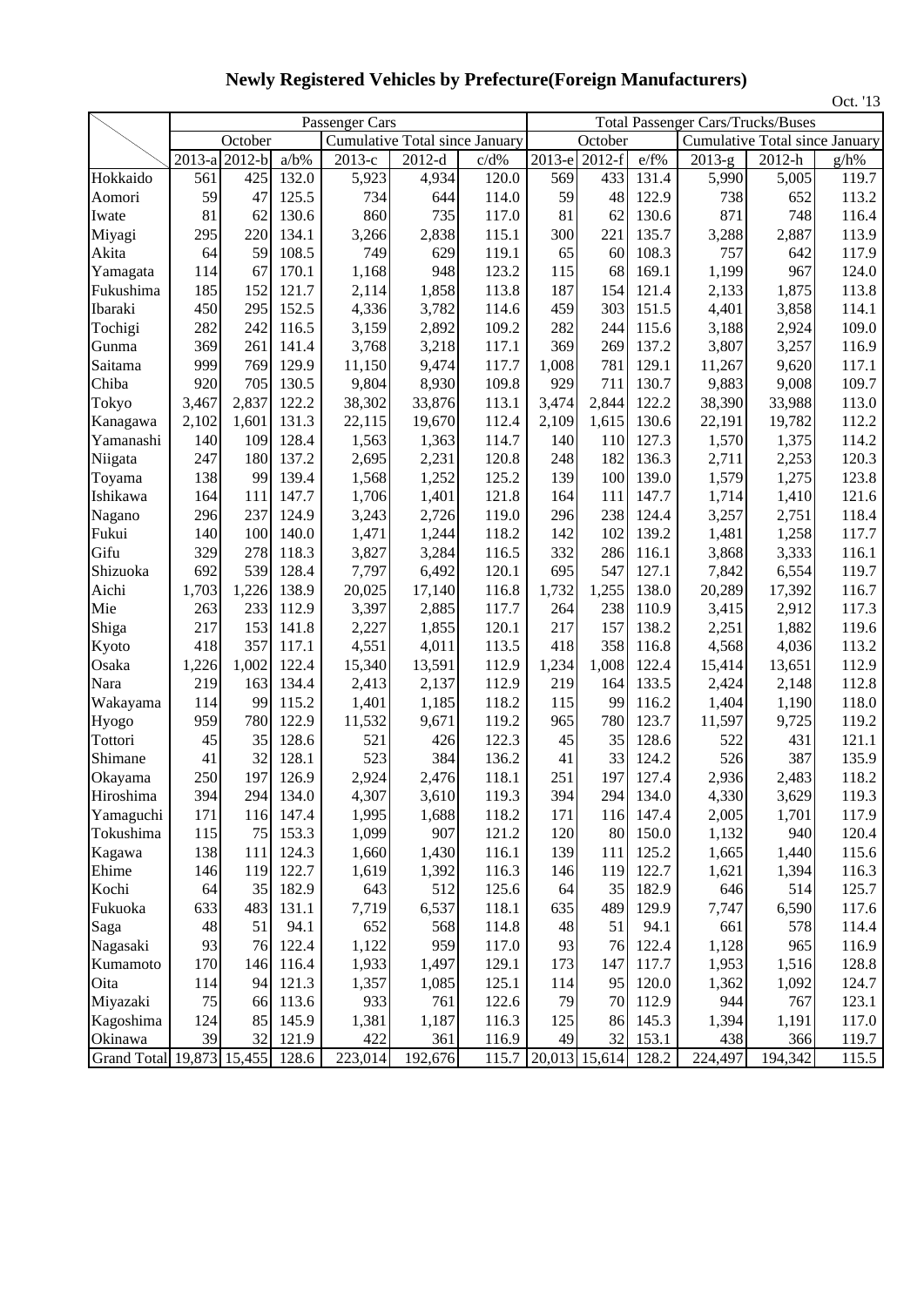# Newly Registered Vehicles by Prefecture(Foreign Manufacturers)

Oct. '13

| | Passenger Cars | | | | | | Total Passenger Cars/Trucks/Buses | | | | | |
|---|---|---|---|---|---|---|---|---|---|---|---|---|
| | October | | | Cumulative Total since January | | | October | | | Cumulative Total since January | | |
| | 2013-a | 2012-b | a/b% | 2013-c | 2012-d | c/d% | 2013-e | 2012-f | e/f% | 2013-g | 2012-h | g/h% |
| Hokkaido | 561 | 425 | 132.0 | 5,923 | 4,934 | 120.0 | 569 | 433 | 131.4 | 5,990 | 5,005 | 119.7 |
| Aomori | 59 | 47 | 125.5 | 734 | 644 | 114.0 | 59 | 48 | 122.9 | 738 | 652 | 113.2 |
| Iwate | 81 | 62 | 130.6 | 860 | 735 | 117.0 | 81 | 62 | 130.6 | 871 | 748 | 116.4 |
| Miyagi | 295 | 220 | 134.1 | 3,266 | 2,838 | 115.1 | 300 | 221 | 135.7 | 3,288 | 2,887 | 113.9 |
| Akita | 64 | 59 | 108.5 | 749 | 629 | 119.1 | 65 | 60 | 108.3 | 757 | 642 | 117.9 |
| Yamagata | 114 | 67 | 170.1 | 1,168 | 948 | 123.2 | 115 | 68 | 169.1 | 1,199 | 967 | 124.0 |
| Fukushima | 185 | 152 | 121.7 | 2,114 | 1,858 | 113.8 | 187 | 154 | 121.4 | 2,133 | 1,875 | 113.8 |
| Ibaraki | 450 | 295 | 152.5 | 4,336 | 3,782 | 114.6 | 459 | 303 | 151.5 | 4,401 | 3,858 | 114.1 |
| Tochigi | 282 | 242 | 116.5 | 3,159 | 2,892 | 109.2 | 282 | 244 | 115.6 | 3,188 | 2,924 | 109.0 |
| Gunma | 369 | 261 | 141.4 | 3,768 | 3,218 | 117.1 | 369 | 269 | 137.2 | 3,807 | 3,257 | 116.9 |
| Saitama | 999 | 769 | 129.9 | 11,150 | 9,474 | 117.7 | 1,008 | 781 | 129.1 | 11,267 | 9,620 | 117.1 |
| Chiba | 920 | 705 | 130.5 | 9,804 | 8,930 | 109.8 | 929 | 711 | 130.7 | 9,883 | 9,008 | 109.7 |
| Tokyo | 3,467 | 2,837 | 122.2 | 38,302 | 33,876 | 113.1 | 3,474 | 2,844 | 122.2 | 38,390 | 33,988 | 113.0 |
| Kanagawa | 2,102 | 1,601 | 131.3 | 22,115 | 19,670 | 112.4 | 2,109 | 1,615 | 130.6 | 22,191 | 19,782 | 112.2 |
| Yamanashi | 140 | 109 | 128.4 | 1,563 | 1,363 | 114.7 | 140 | 110 | 127.3 | 1,570 | 1,375 | 114.2 |
| Niigata | 247 | 180 | 137.2 | 2,695 | 2,231 | 120.8 | 248 | 182 | 136.3 | 2,711 | 2,253 | 120.3 |
| Toyama | 138 | 99 | 139.4 | 1,568 | 1,252 | 125.2 | 139 | 100 | 139.0 | 1,579 | 1,275 | 123.8 |
| Ishikawa | 164 | 111 | 147.7 | 1,706 | 1,401 | 121.8 | 164 | 111 | 147.7 | 1,714 | 1,410 | 121.6 |
| Nagano | 296 | 237 | 124.9 | 3,243 | 2,726 | 119.0 | 296 | 238 | 124.4 | 3,257 | 2,751 | 118.4 |
| Fukui | 140 | 100 | 140.0 | 1,471 | 1,244 | 118.2 | 142 | 102 | 139.2 | 1,481 | 1,258 | 117.7 |
| Gifu | 329 | 278 | 118.3 | 3,827 | 3,284 | 116.5 | 332 | 286 | 116.1 | 3,868 | 3,333 | 116.1 |
| Shizuoka | 692 | 539 | 128.4 | 7,797 | 6,492 | 120.1 | 695 | 547 | 127.1 | 7,842 | 6,554 | 119.7 |
| Aichi | 1,703 | 1,226 | 138.9 | 20,025 | 17,140 | 116.8 | 1,732 | 1,255 | 138.0 | 20,289 | 17,392 | 116.7 |
| Mie | 263 | 233 | 112.9 | 3,397 | 2,885 | 117.7 | 264 | 238 | 110.9 | 3,415 | 2,912 | 117.3 |
| Shiga | 217 | 153 | 141.8 | 2,227 | 1,855 | 120.1 | 217 | 157 | 138.2 | 2,251 | 1,882 | 119.6 |
| Kyoto | 418 | 357 | 117.1 | 4,551 | 4,011 | 113.5 | 418 | 358 | 116.8 | 4,568 | 4,036 | 113.2 |
| Osaka | 1,226 | 1,002 | 122.4 | 15,340 | 13,591 | 112.9 | 1,234 | 1,008 | 122.4 | 15,414 | 13,651 | 112.9 |
| Nara | 219 | 163 | 134.4 | 2,413 | 2,137 | 112.9 | 219 | 164 | 133.5 | 2,424 | 2,148 | 112.8 |
| Wakayama | 114 | 99 | 115.2 | 1,401 | 1,185 | 118.2 | 115 | 99 | 116.2 | 1,404 | 1,190 | 118.0 |
| Hyogo | 959 | 780 | 122.9 | 11,532 | 9,671 | 119.2 | 965 | 780 | 123.7 | 11,597 | 9,725 | 119.2 |
| Tottori | 45 | 35 | 128.6 | 521 | 426 | 122.3 | 45 | 35 | 128.6 | 522 | 431 | 121.1 |
| Shimane | 41 | 32 | 128.1 | 523 | 384 | 136.2 | 41 | 33 | 124.2 | 526 | 387 | 135.9 |
| Okayama | 250 | 197 | 126.9 | 2,924 | 2,476 | 118.1 | 251 | 197 | 127.4 | 2,936 | 2,483 | 118.2 |
| Hiroshima | 394 | 294 | 134.0 | 4,307 | 3,610 | 119.3 | 394 | 294 | 134.0 | 4,330 | 3,629 | 119.3 |
| Yamaguchi | 171 | 116 | 147.4 | 1,995 | 1,688 | 118.2 | 171 | 116 | 147.4 | 2,005 | 1,701 | 117.9 |
| Tokushima | 115 | 75 | 153.3 | 1,099 | 907 | 121.2 | 120 | 80 | 150.0 | 1,132 | 940 | 120.4 |
| Kagawa | 138 | 111 | 124.3 | 1,660 | 1,430 | 116.1 | 139 | 111 | 125.2 | 1,665 | 1,440 | 115.6 |
| Ehime | 146 | 119 | 122.7 | 1,619 | 1,392 | 116.3 | 146 | 119 | 122.7 | 1,621 | 1,394 | 116.3 |
| Kochi | 64 | 35 | 182.9 | 643 | 512 | 125.6 | 64 | 35 | 182.9 | 646 | 514 | 125.7 |
| Fukuoka | 633 | 483 | 131.1 | 7,719 | 6,537 | 118.1 | 635 | 489 | 129.9 | 7,747 | 6,590 | 117.6 |
| Saga | 48 | 51 | 94.1 | 652 | 568 | 114.8 | 48 | 51 | 94.1 | 661 | 578 | 114.4 |
| Nagasaki | 93 | 76 | 122.4 | 1,122 | 959 | 117.0 | 93 | 76 | 122.4 | 1,128 | 965 | 116.9 |
| Kumamoto | 170 | 146 | 116.4 | 1,933 | 1,497 | 129.1 | 173 | 147 | 117.7 | 1,953 | 1,516 | 128.8 |
| Oita | 114 | 94 | 121.3 | 1,357 | 1,085 | 125.1 | 114 | 95 | 120.0 | 1,362 | 1,092 | 124.7 |
| Miyazaki | 75 | 66 | 113.6 | 933 | 761 | 122.6 | 79 | 70 | 112.9 | 944 | 767 | 123.1 |
| Kagoshima | 124 | 85 | 145.9 | 1,381 | 1,187 | 116.3 | 125 | 86 | 145.3 | 1,394 | 1,191 | 117.0 |
| Okinawa | 39 | 32 | 121.9 | 422 | 361 | 116.9 | 49 | 32 | 153.1 | 438 | 366 | 119.7 |
| Grand Total | 19,873 | 15,455 | 128.6 | 223,014 | 192,676 | 115.7 | 20,013 | 15,614 | 128.2 | 224,497 | 194,342 | 115.5 |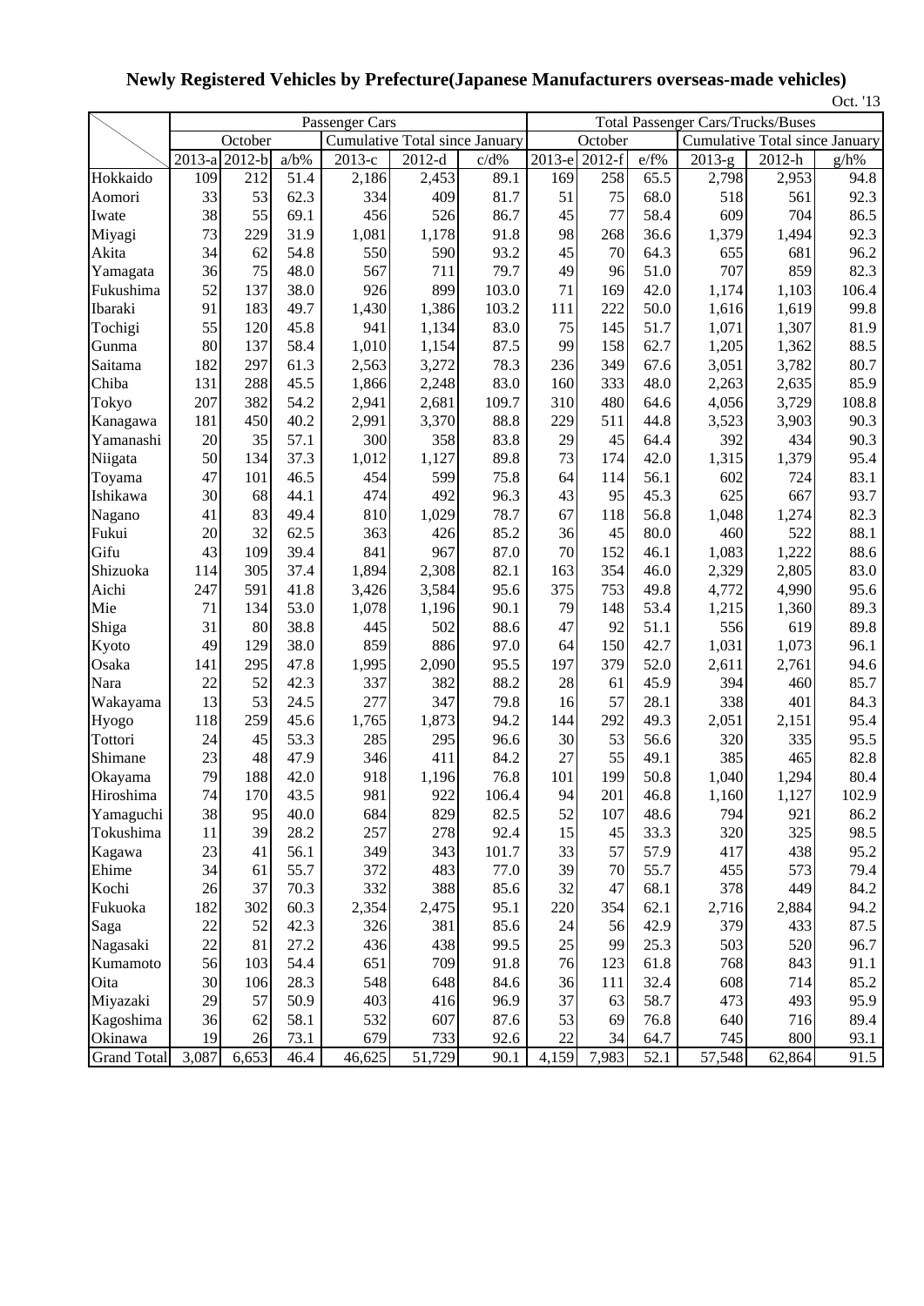# Newly Registered Vehicles by Prefecture(Japanese Manufacturers overseas-made vehicles)

Oct. '13

| | Passenger Cars | | | | | | Total Passenger Cars/Trucks/Buses | | | | | |
|---|---|---|---|---|---|---|---|---|---|---|---|---|
| | October | | | Cumulative Total since January | | | October | | | Cumulative Total since January | | |
| | 2013-a | 2012-b | a/b% | 2013-c | 2012-d | c/d% | 2013-e | 2012-f | e/f% | 2013-g | 2012-h | g/h% |
| Hokkaido | 109 | 212 | 51.4 | 2,186 | 2,453 | 89.1 | 169 | 258 | 65.5 | 2,798 | 2,953 | 94.8 |
| Aomori | 33 | 53 | 62.3 | 334 | 409 | 81.7 | 51 | 75 | 68.0 | 518 | 561 | 92.3 |
| Iwate | 38 | 55 | 69.1 | 456 | 526 | 86.7 | 45 | 77 | 58.4 | 609 | 704 | 86.5 |
| Miyagi | 73 | 229 | 31.9 | 1,081 | 1,178 | 91.8 | 98 | 268 | 36.6 | 1,379 | 1,494 | 92.3 |
| Akita | 34 | 62 | 54.8 | 550 | 590 | 93.2 | 45 | 70 | 64.3 | 655 | 681 | 96.2 |
| Yamagata | 36 | 75 | 48.0 | 567 | 711 | 79.7 | 49 | 96 | 51.0 | 707 | 859 | 82.3 |
| Fukushima | 52 | 137 | 38.0 | 926 | 899 | 103.0 | 71 | 169 | 42.0 | 1,174 | 1,103 | 106.4 |
| Ibaraki | 91 | 183 | 49.7 | 1,430 | 1,386 | 103.2 | 111 | 222 | 50.0 | 1,616 | 1,619 | 99.8 |
| Tochigi | 55 | 120 | 45.8 | 941 | 1,134 | 83.0 | 75 | 145 | 51.7 | 1,071 | 1,307 | 81.9 |
| Gunma | 80 | 137 | 58.4 | 1,010 | 1,154 | 87.5 | 99 | 158 | 62.7 | 1,205 | 1,362 | 88.5 |
| Saitama | 182 | 297 | 61.3 | 2,563 | 3,272 | 78.3 | 236 | 349 | 67.6 | 3,051 | 3,782 | 80.7 |
| Chiba | 131 | 288 | 45.5 | 1,866 | 2,248 | 83.0 | 160 | 333 | 48.0 | 2,263 | 2,635 | 85.9 |
| Tokyo | 207 | 382 | 54.2 | 2,941 | 2,681 | 109.7 | 310 | 480 | 64.6 | 4,056 | 3,729 | 108.8 |
| Kanagawa | 181 | 450 | 40.2 | 2,991 | 3,370 | 88.8 | 229 | 511 | 44.8 | 3,523 | 3,903 | 90.3 |
| Yamanashi | 20 | 35 | 57.1 | 300 | 358 | 83.8 | 29 | 45 | 64.4 | 392 | 434 | 90.3 |
| Niigata | 50 | 134 | 37.3 | 1,012 | 1,127 | 89.8 | 73 | 174 | 42.0 | 1,315 | 1,379 | 95.4 |
| Toyama | 47 | 101 | 46.5 | 454 | 599 | 75.8 | 64 | 114 | 56.1 | 602 | 724 | 83.1 |
| Ishikawa | 30 | 68 | 44.1 | 474 | 492 | 96.3 | 43 | 95 | 45.3 | 625 | 667 | 93.7 |
| Nagano | 41 | 83 | 49.4 | 810 | 1,029 | 78.7 | 67 | 118 | 56.8 | 1,048 | 1,274 | 82.3 |
| Fukui | 20 | 32 | 62.5 | 363 | 426 | 85.2 | 36 | 45 | 80.0 | 460 | 522 | 88.1 |
| Gifu | 43 | 109 | 39.4 | 841 | 967 | 87.0 | 70 | 152 | 46.1 | 1,083 | 1,222 | 88.6 |
| Shizuoka | 114 | 305 | 37.4 | 1,894 | 2,308 | 82.1 | 163 | 354 | 46.0 | 2,329 | 2,805 | 83.0 |
| Aichi | 247 | 591 | 41.8 | 3,426 | 3,584 | 95.6 | 375 | 753 | 49.8 | 4,772 | 4,990 | 95.6 |
| Mie | 71 | 134 | 53.0 | 1,078 | 1,196 | 90.1 | 79 | 148 | 53.4 | 1,215 | 1,360 | 89.3 |
| Shiga | 31 | 80 | 38.8 | 445 | 502 | 88.6 | 47 | 92 | 51.1 | 556 | 619 | 89.8 |
| Kyoto | 49 | 129 | 38.0 | 859 | 886 | 97.0 | 64 | 150 | 42.7 | 1,031 | 1,073 | 96.1 |
| Osaka | 141 | 295 | 47.8 | 1,995 | 2,090 | 95.5 | 197 | 379 | 52.0 | 2,611 | 2,761 | 94.6 |
| Nara | 22 | 52 | 42.3 | 337 | 382 | 88.2 | 28 | 61 | 45.9 | 394 | 460 | 85.7 |
| Wakayama | 13 | 53 | 24.5 | 277 | 347 | 79.8 | 16 | 57 | 28.1 | 338 | 401 | 84.3 |
| Hyogo | 118 | 259 | 45.6 | 1,765 | 1,873 | 94.2 | 144 | 292 | 49.3 | 2,051 | 2,151 | 95.4 |
| Tottori | 24 | 45 | 53.3 | 285 | 295 | 96.6 | 30 | 53 | 56.6 | 320 | 335 | 95.5 |
| Shimane | 23 | 48 | 47.9 | 346 | 411 | 84.2 | 27 | 55 | 49.1 | 385 | 465 | 82.8 |
| Okayama | 79 | 188 | 42.0 | 918 | 1,196 | 76.8 | 101 | 199 | 50.8 | 1,040 | 1,294 | 80.4 |
| Hiroshima | 74 | 170 | 43.5 | 981 | 922 | 106.4 | 94 | 201 | 46.8 | 1,160 | 1,127 | 102.9 |
| Yamaguchi | 38 | 95 | 40.0 | 684 | 829 | 82.5 | 52 | 107 | 48.6 | 794 | 921 | 86.2 |
| Tokushima | 11 | 39 | 28.2 | 257 | 278 | 92.4 | 15 | 45 | 33.3 | 320 | 325 | 98.5 |
| Kagawa | 23 | 41 | 56.1 | 349 | 343 | 101.7 | 33 | 57 | 57.9 | 417 | 438 | 95.2 |
| Ehime | 34 | 61 | 55.7 | 372 | 483 | 77.0 | 39 | 70 | 55.7 | 455 | 573 | 79.4 |
| Kochi | 26 | 37 | 70.3 | 332 | 388 | 85.6 | 32 | 47 | 68.1 | 378 | 449 | 84.2 |
| Fukuoka | 182 | 302 | 60.3 | 2,354 | 2,475 | 95.1 | 220 | 354 | 62.1 | 2,716 | 2,884 | 94.2 |
| Saga | 22 | 52 | 42.3 | 326 | 381 | 85.6 | 24 | 56 | 42.9 | 379 | 433 | 87.5 |
| Nagasaki | 22 | 81 | 27.2 | 436 | 438 | 99.5 | 25 | 99 | 25.3 | 503 | 520 | 96.7 |
| Kumamoto | 56 | 103 | 54.4 | 651 | 709 | 91.8 | 76 | 123 | 61.8 | 768 | 843 | 91.1 |
| Oita | 30 | 106 | 28.3 | 548 | 648 | 84.6 | 36 | 111 | 32.4 | 608 | 714 | 85.2 |
| Miyazaki | 29 | 57 | 50.9 | 403 | 416 | 96.9 | 37 | 63 | 58.7 | 473 | 493 | 95.9 |
| Kagoshima | 36 | 62 | 58.1 | 532 | 607 | 87.6 | 53 | 69 | 76.8 | 640 | 716 | 89.4 |
| Okinawa | 19 | 26 | 73.1 | 679 | 733 | 92.6 | 22 | 34 | 64.7 | 745 | 800 | 93.1 |
| Grand Total | 3,087 | 6,653 | 46.4 | 46,625 | 51,729 | 90.1 | 4,159 | 7,983 | 52.1 | 57,548 | 62,864 | 91.5 |